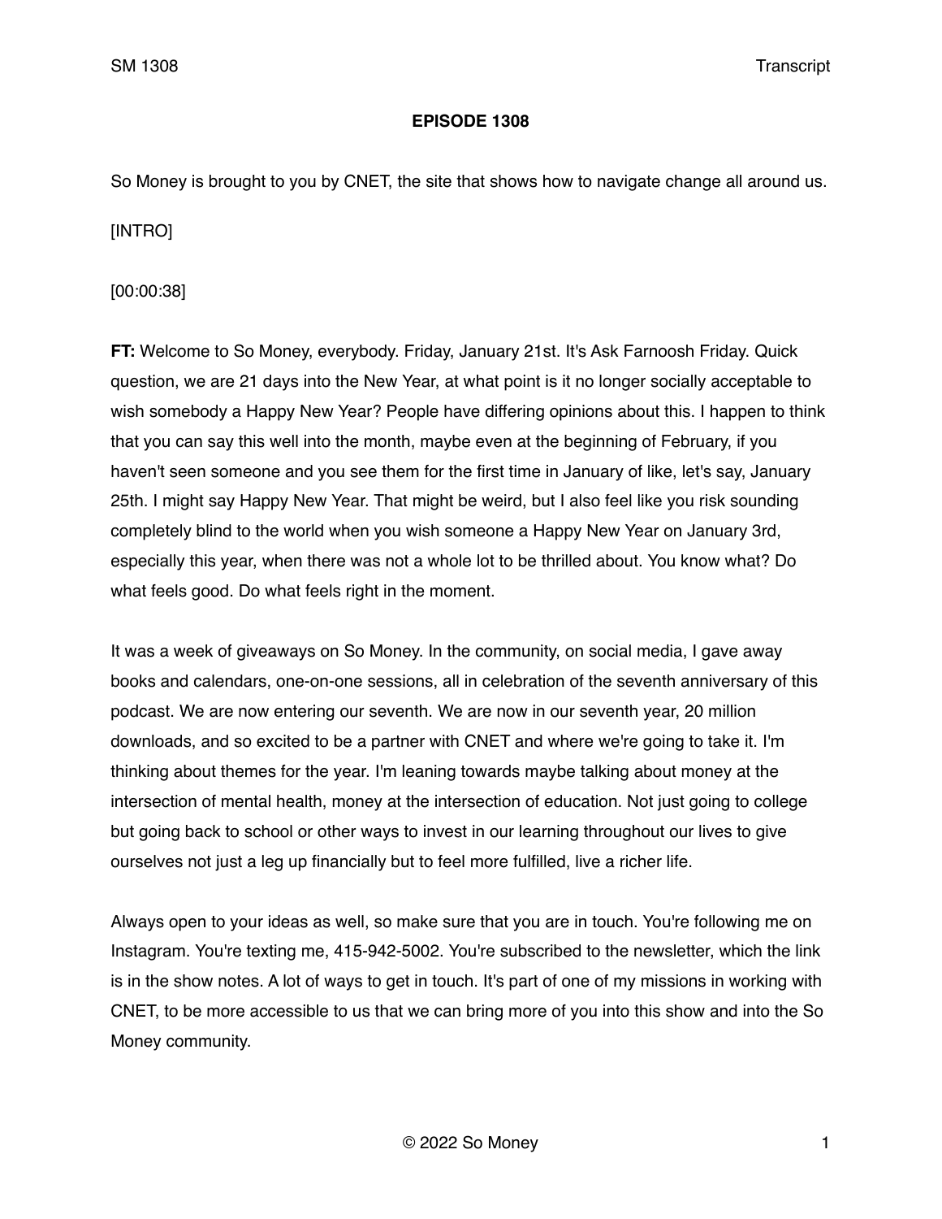**EPISODE 1308**

So Money is brought to you by CNET, the site that shows how to navigate change all around us.

[INTRO]

[00:00:38]

**FT:** Welcome to So Money, everybody. Friday, January 21st. It's Ask Farnoosh Friday. Quick question, we are 21 days into the New Year, at what point is it no longer socially acceptable to wish somebody a Happy New Year? People have differing opinions about this. I happen to think that you can say this well into the month, maybe even at the beginning of February, if you haven't seen someone and you see them for the first time in January of like, let's say, January 25th. I might say Happy New Year. That might be weird, but I also feel like you risk sounding completely blind to the world when you wish someone a Happy New Year on January 3rd, especially this year, when there was not a whole lot to be thrilled about. You know what? Do what feels good. Do what feels right in the moment.

It was a week of giveaways on So Money. In the community, on social media, I gave away books and calendars, one-on-one sessions, all in celebration of the seventh anniversary of this podcast. We are now entering our seventh. We are now in our seventh year, 20 million downloads, and so excited to be a partner with CNET and where we're going to take it. I'm thinking about themes for the year. I'm leaning towards maybe talking about money at the intersection of mental health, money at the intersection of education. Not just going to college but going back to school or other ways to invest in our learning throughout our lives to give ourselves not just a leg up financially but to feel more fulfilled, live a richer life.

Always open to your ideas as well, so make sure that you are in touch. You're following me on Instagram. You're texting me, 415-942-5002. You're subscribed to the newsletter, which the link is in the show notes. A lot of ways to get in touch. It's part of one of my missions in working with CNET, to be more accessible to us that we can bring more of you into this show and into the So Money community.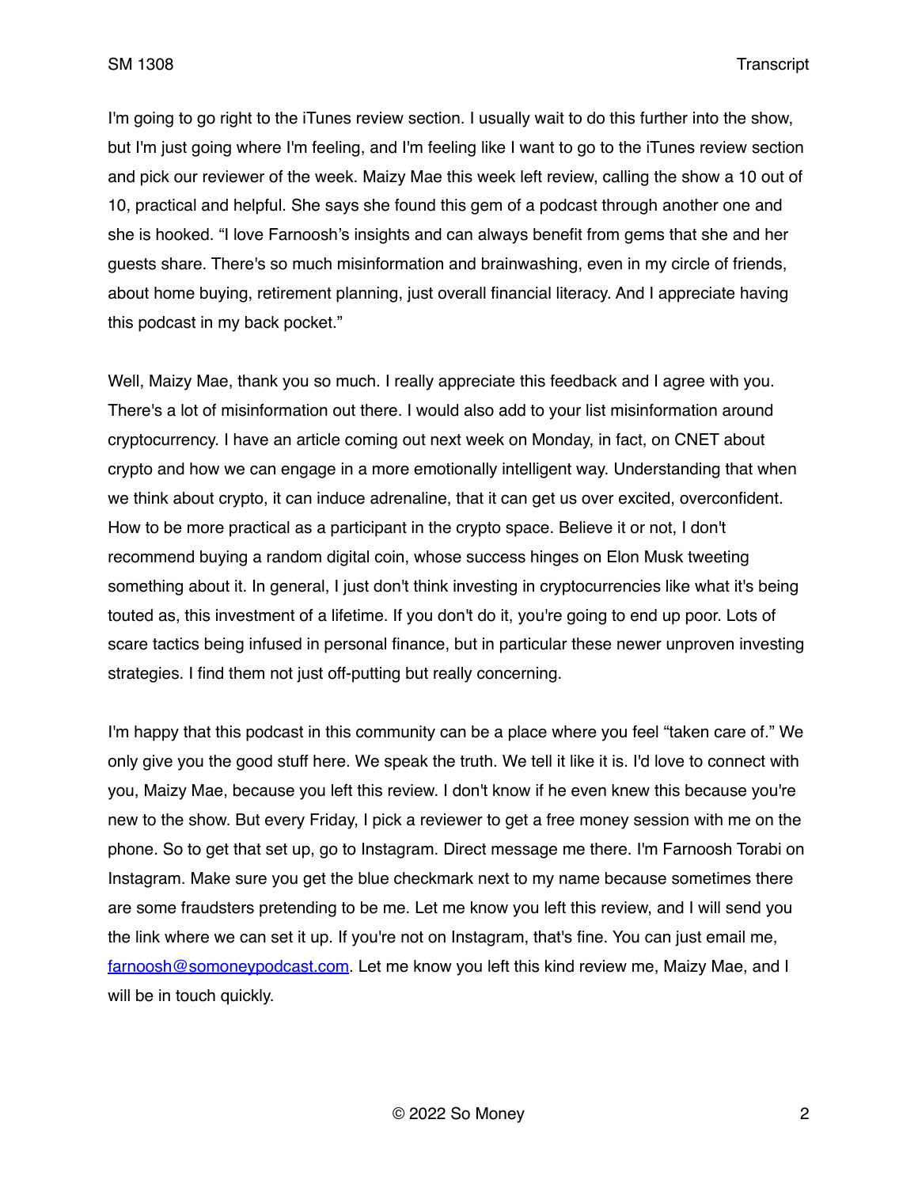I'm going to go right to the iTunes review section. I usually wait to do this further into the show, but I'm just going where I'm feeling, and I'm feeling like I want to go to the iTunes review section and pick our reviewer of the week. Maizy Mae this week left review, calling the show a 10 out of 10, practical and helpful. She says she found this gem of a podcast through another one and she is hooked. "I love Farnoosh's insights and can always benefit from gems that she and her guests share. There's so much misinformation and brainwashing, even in my circle of friends, about home buying, retirement planning, just overall financial literacy. And I appreciate having this podcast in my back pocket."

Well, Maizy Mae, thank you so much. I really appreciate this feedback and I agree with you. There's a lot of misinformation out there. I would also add to your list misinformation around cryptocurrency. I have an article coming out next week on Monday, in fact, on CNET about crypto and how we can engage in a more emotionally intelligent way. Understanding that when we think about crypto, it can induce adrenaline, that it can get us over excited, overconfident. How to be more practical as a participant in the crypto space. Believe it or not, I don't recommend buying a random digital coin, whose success hinges on Elon Musk tweeting something about it. In general, I just don't think investing in cryptocurrencies like what it's being touted as, this investment of a lifetime. If you don't do it, you're going to end up poor. Lots of scare tactics being infused in personal finance, but in particular these newer unproven investing strategies. I find them not just off-putting but really concerning.

I'm happy that this podcast in this community can be a place where you feel "taken care of." We only give you the good stuff here. We speak the truth. We tell it like it is. I'd love to connect with you, Maizy Mae, because you left this review. I don't know if he even knew this because you're new to the show. But every Friday, I pick a reviewer to get a free money session with me on the phone. So to get that set up, go to Instagram. Direct message me there. I'm Farnoosh Torabi on Instagram. Make sure you get the blue checkmark next to my name because sometimes there are some fraudsters pretending to be me. Let me know you left this review, and I will send you the link where we can set it up. If you're not on Instagram, that's fine. You can just email me, farnoosh@somoneypodcast.com. Let me know you left this kind review me, Maizy Mae, and I will be in touch quickly.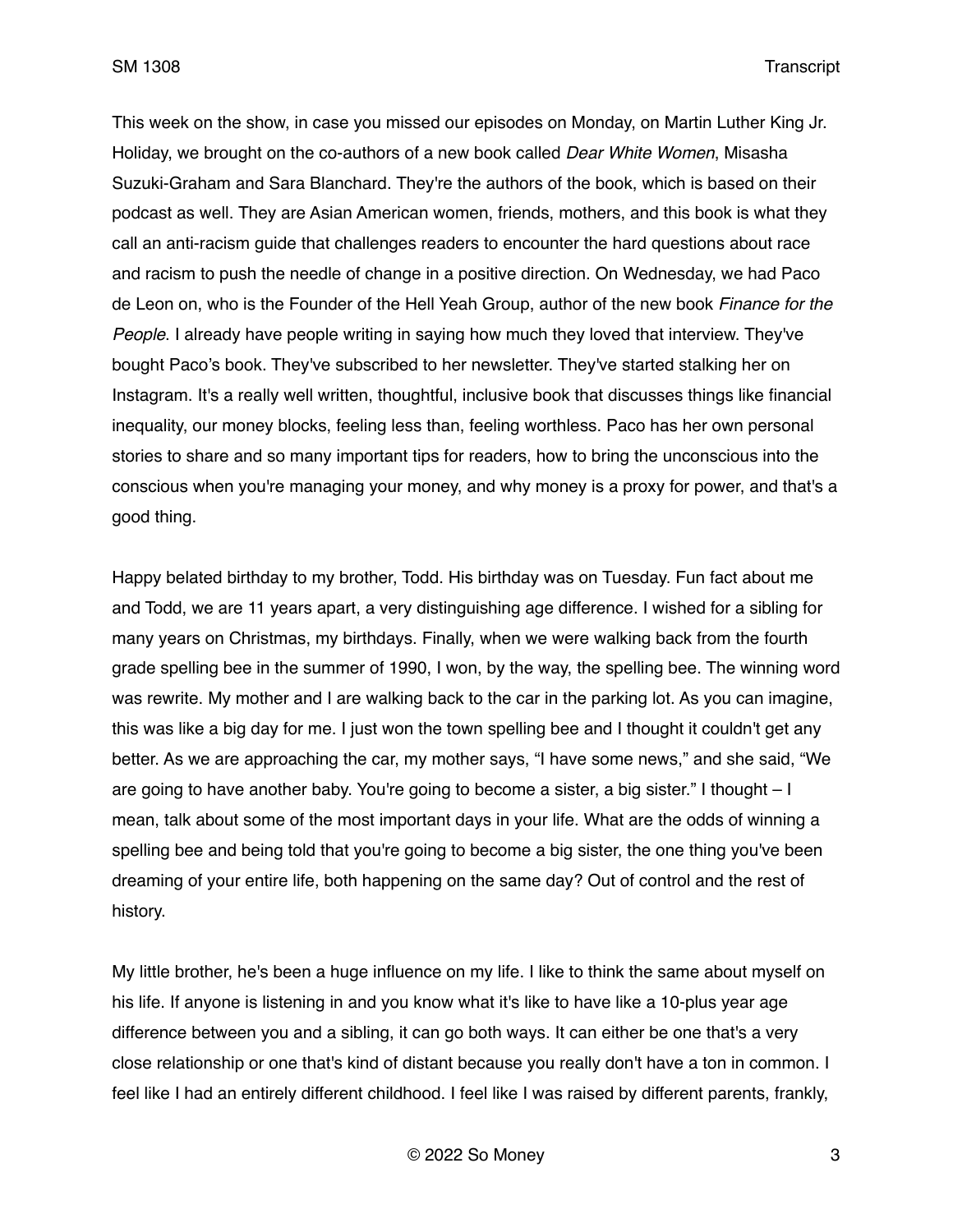This week on the show, in case you missed our episodes on Monday, on Martin Luther King Jr. Holiday, we brought on the co-authors of a new book called *Dear White Women*, Misasha Suzuki-Graham and Sara Blanchard. They're the authors of the book, which is based on their podcast as well. They are Asian American women, friends, mothers, and this book is what they call an anti-racism guide that challenges readers to encounter the hard questions about race and racism to push the needle of change in a positive direction. On Wednesday, we had Paco de Leon on, who is the Founder of the Hell Yeah Group, author of the new book *Finance for the People*. I already have people writing in saying how much they loved that interview. They've bought Paco's book. They've subscribed to her newsletter. They've started stalking her on Instagram. It's a really well written, thoughtful, inclusive book that discusses things like financial inequality, our money blocks, feeling less than, feeling worthless. Paco has her own personal stories to share and so many important tips for readers, how to bring the unconscious into the conscious when you're managing your money, and why money is a proxy for power, and that's a good thing.

Happy belated birthday to my brother, Todd. His birthday was on Tuesday. Fun fact about me and Todd, we are 11 years apart, a very distinguishing age difference. I wished for a sibling for many years on Christmas, my birthdays. Finally, when we were walking back from the fourth grade spelling bee in the summer of 1990, I won, by the way, the spelling bee. The winning word was rewrite. My mother and I are walking back to the car in the parking lot. As you can imagine, this was like a big day for me. I just won the town spelling bee and I thought it couldn't get any better. As we are approaching the car, my mother says, "I have some news," and she said, "We are going to have another baby. You're going to become a sister, a big sister." I thought – I mean, talk about some of the most important days in your life. What are the odds of winning a spelling bee and being told that you're going to become a big sister, the one thing you've been dreaming of your entire life, both happening on the same day? Out of control and the rest of history.

My little brother, he's been a huge influence on my life. I like to think the same about myself on his life. If anyone is listening in and you know what it's like to have like a 10-plus year age difference between you and a sibling, it can go both ways. It can either be one that's a very close relationship or one that's kind of distant because you really don't have a ton in common. I feel like I had an entirely different childhood. I feel like I was raised by different parents, frankly,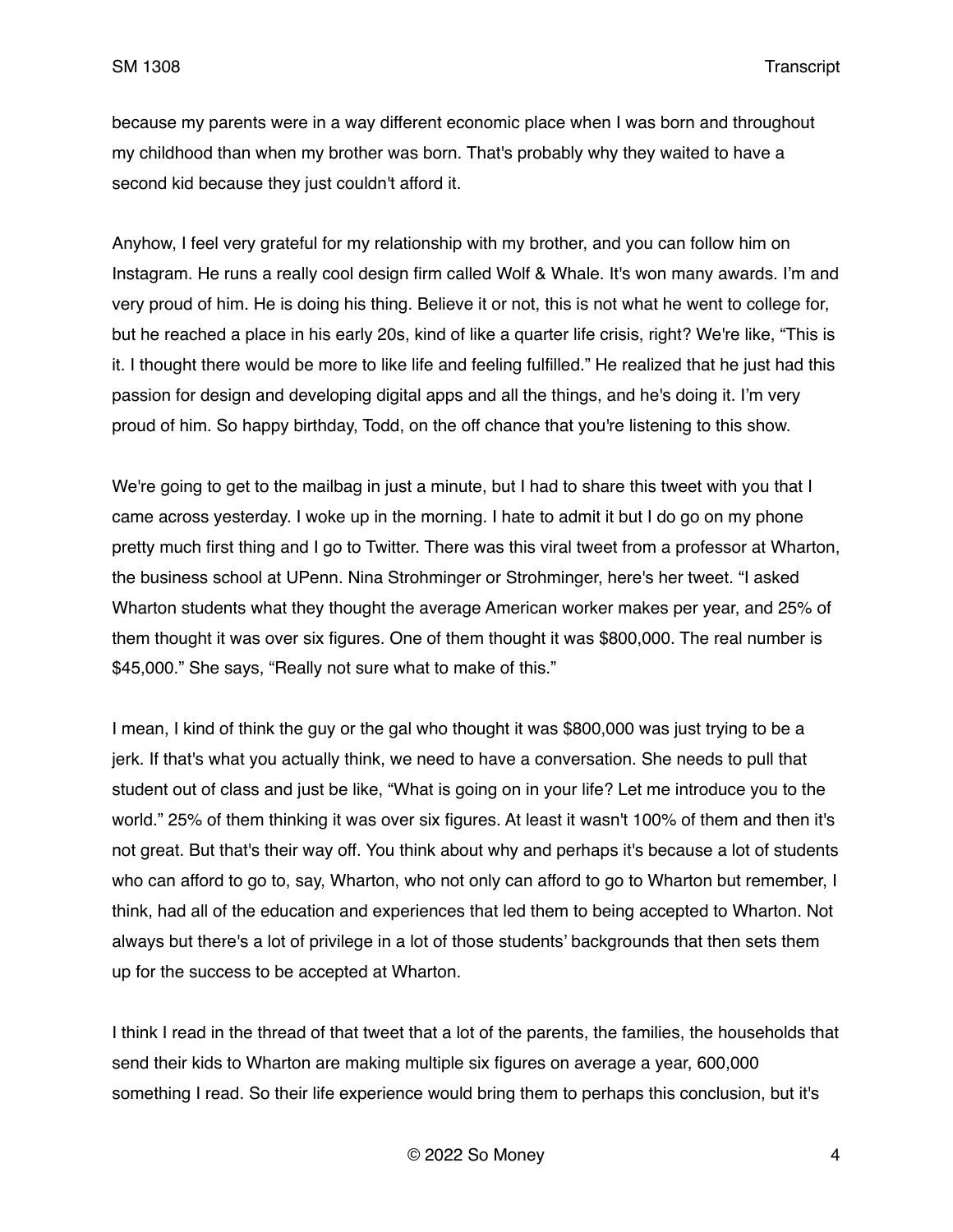because my parents were in a way different economic place when I was born and throughout my childhood than when my brother was born. That's probably why they waited to have a second kid because they just couldn't afford it.

Anyhow, I feel very grateful for my relationship with my brother, and you can follow him on Instagram. He runs a really cool design firm called Wolf & Whale. It's won many awards. I'm and very proud of him. He is doing his thing. Believe it or not, this is not what he went to college for, but he reached a place in his early 20s, kind of like a quarter life crisis, right? We're like, "This is it. I thought there would be more to like life and feeling fulfilled." He realized that he just had this passion for design and developing digital apps and all the things, and he's doing it. I'm very proud of him. So happy birthday, Todd, on the off chance that you're listening to this show.

We're going to get to the mailbag in just a minute, but I had to share this tweet with you that I came across yesterday. I woke up in the morning. I hate to admit it but I do go on my phone pretty much first thing and I go to Twitter. There was this viral tweet from a professor at Wharton, the business school at UPenn. Nina Strohminger or Strohminger, here's her tweet. "I asked Wharton students what they thought the average American worker makes per year, and 25% of them thought it was over six figures. One of them thought it was $800,000. The real number is $45,000." She says, "Really not sure what to make of this."

I mean, I kind of think the guy or the gal who thought it was $800,000 was just trying to be a jerk. If that's what you actually think, we need to have a conversation. She needs to pull that student out of class and just be like, "What is going on in your life? Let me introduce you to the world." 25% of them thinking it was over six figures. At least it wasn't 100% of them and then it's not great. But that's their way off. You think about why and perhaps it's because a lot of students who can afford to go to, say, Wharton, who not only can afford to go to Wharton but remember, I think, had all of the education and experiences that led them to being accepted to Wharton. Not always but there's a lot of privilege in a lot of those students' backgrounds that then sets them up for the success to be accepted at Wharton.

I think I read in the thread of that tweet that a lot of the parents, the families, the households that send their kids to Wharton are making multiple six figures on average a year, 600,000 something I read. So their life experience would bring them to perhaps this conclusion, but it's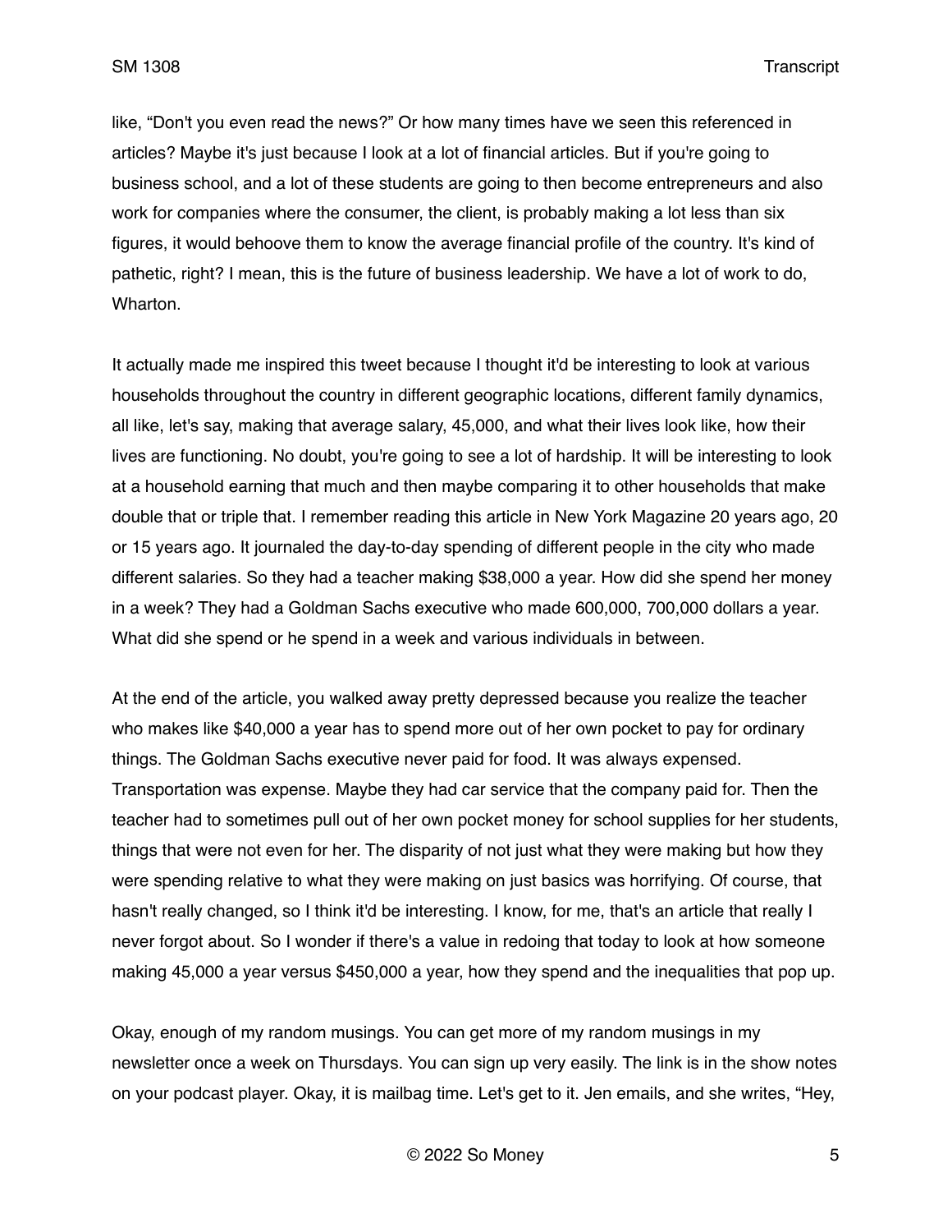like, "Don't you even read the news?" Or how many times have we seen this referenced in articles? Maybe it's just because I look at a lot of financial articles. But if you're going to business school, and a lot of these students are going to then become entrepreneurs and also work for companies where the consumer, the client, is probably making a lot less than six figures, it would behoove them to know the average financial profile of the country. It's kind of pathetic, right? I mean, this is the future of business leadership. We have a lot of work to do, Wharton.

It actually made me inspired this tweet because I thought it'd be interesting to look at various households throughout the country in different geographic locations, different family dynamics, all like, let's say, making that average salary, 45,000, and what their lives look like, how their lives are functioning. No doubt, you're going to see a lot of hardship. It will be interesting to look at a household earning that much and then maybe comparing it to other households that make double that or triple that. I remember reading this article in New York Magazine 20 years ago, 20 or 15 years ago. It journaled the day-to-day spending of different people in the city who made different salaries. So they had a teacher making $38,000 a year. How did she spend her money in a week? They had a Goldman Sachs executive who made 600,000, 700,000 dollars a year. What did she spend or he spend in a week and various individuals in between.

At the end of the article, you walked away pretty depressed because you realize the teacher who makes like $40,000 a year has to spend more out of her own pocket to pay for ordinary things. The Goldman Sachs executive never paid for food. It was always expensed. Transportation was expense. Maybe they had car service that the company paid for. Then the teacher had to sometimes pull out of her own pocket money for school supplies for her students, things that were not even for her. The disparity of not just what they were making but how they were spending relative to what they were making on just basics was horrifying. Of course, that hasn't really changed, so I think it'd be interesting. I know, for me, that's an article that really I never forgot about. So I wonder if there's a value in redoing that today to look at how someone making 45,000 a year versus $450,000 a year, how they spend and the inequalities that pop up.

Okay, enough of my random musings. You can get more of my random musings in my newsletter once a week on Thursdays. You can sign up very easily. The link is in the show notes on your podcast player. Okay, it is mailbag time. Let's get to it. Jen emails, and she writes, "Hey,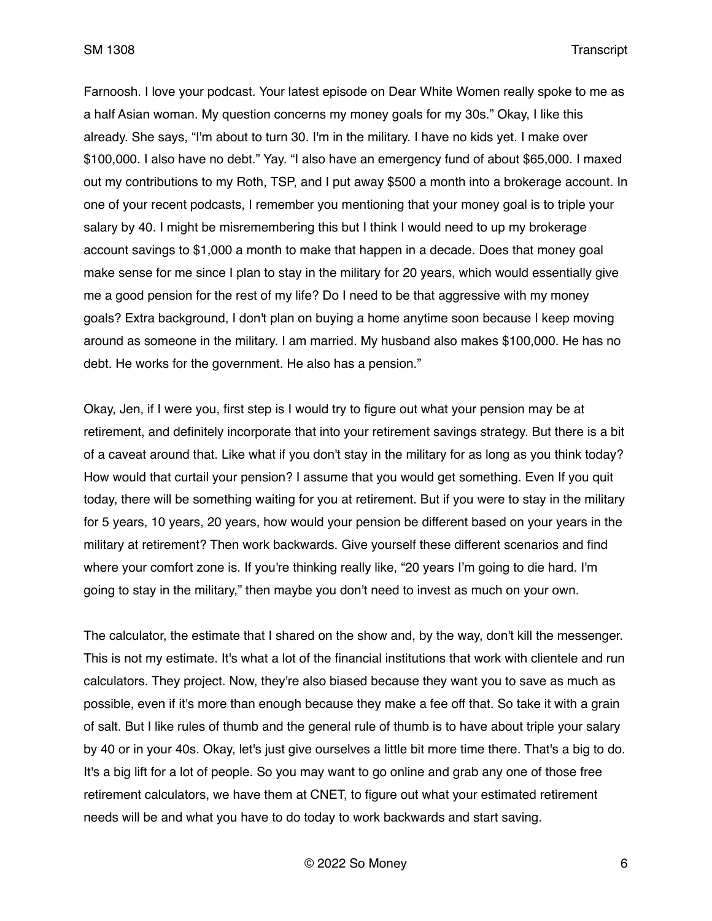Farnoosh. I love your podcast. Your latest episode on Dear White Women really spoke to me as a half Asian woman. My question concerns my money goals for my 30s." Okay, I like this already. She says, "I'm about to turn 30. I'm in the military. I have no kids yet. I make over $100,000. I also have no debt." Yay. "I also have an emergency fund of about $65,000. I maxed out my contributions to my Roth, TSP, and I put away $500 a month into a brokerage account. In one of your recent podcasts, I remember you mentioning that your money goal is to triple your salary by 40. I might be misremembering this but I think I would need to up my brokerage account savings to $1,000 a month to make that happen in a decade. Does that money goal make sense for me since I plan to stay in the military for 20 years, which would essentially give me a good pension for the rest of my life? Do I need to be that aggressive with my money goals? Extra background, I don't plan on buying a home anytime soon because I keep moving around as someone in the military. I am married. My husband also makes $100,000. He has no debt. He works for the government. He also has a pension."

Okay, Jen, if I were you, first step is I would try to figure out what your pension may be at retirement, and definitely incorporate that into your retirement savings strategy. But there is a bit of a caveat around that. Like what if you don't stay in the military for as long as you think today? How would that curtail your pension? I assume that you would get something. Even If you quit today, there will be something waiting for you at retirement. But if you were to stay in the military for 5 years, 10 years, 20 years, how would your pension be different based on your years in the military at retirement? Then work backwards. Give yourself these different scenarios and find where your comfort zone is. If you're thinking really like, "20 years I'm going to die hard. I'm going to stay in the military," then maybe you don't need to invest as much on your own.

The calculator, the estimate that I shared on the show and, by the way, don't kill the messenger. This is not my estimate. It's what a lot of the financial institutions that work with clientele and run calculators. They project. Now, they're also biased because they want you to save as much as possible, even if it's more than enough because they make a fee off that. So take it with a grain of salt. But I like rules of thumb and the general rule of thumb is to have about triple your salary by 40 or in your 40s. Okay, let's just give ourselves a little bit more time there. That's a big to do. It's a big lift for a lot of people. So you may want to go online and grab any one of those free retirement calculators, we have them at CNET, to figure out what your estimated retirement needs will be and what you have to do today to work backwards and start saving.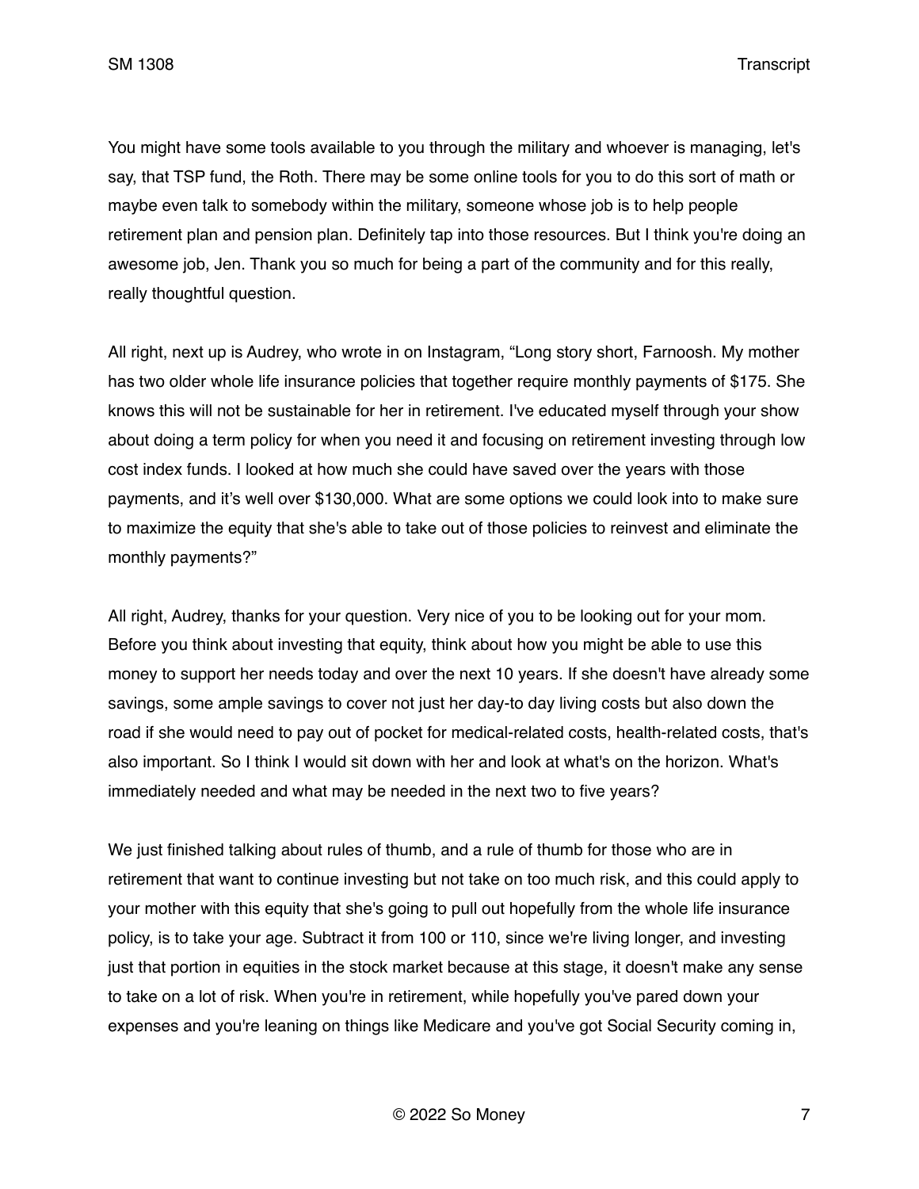You might have some tools available to you through the military and whoever is managing, let's say, that TSP fund, the Roth. There may be some online tools for you to do this sort of math or maybe even talk to somebody within the military, someone whose job is to help people retirement plan and pension plan. Definitely tap into those resources. But I think you're doing an awesome job, Jen. Thank you so much for being a part of the community and for this really, really thoughtful question.

All right, next up is Audrey, who wrote in on Instagram, "Long story short, Farnoosh. My mother has two older whole life insurance policies that together require monthly payments of $175. She knows this will not be sustainable for her in retirement. I've educated myself through your show about doing a term policy for when you need it and focusing on retirement investing through low cost index funds. I looked at how much she could have saved over the years with those payments, and it's well over $130,000. What are some options we could look into to make sure to maximize the equity that she's able to take out of those policies to reinvest and eliminate the monthly payments?"

All right, Audrey, thanks for your question. Very nice of you to be looking out for your mom. Before you think about investing that equity, think about how you might be able to use this money to support her needs today and over the next 10 years. If she doesn't have already some savings, some ample savings to cover not just her day-to day living costs but also down the road if she would need to pay out of pocket for medical-related costs, health-related costs, that's also important. So I think I would sit down with her and look at what's on the horizon. What's immediately needed and what may be needed in the next two to five years?

We just finished talking about rules of thumb, and a rule of thumb for those who are in retirement that want to continue investing but not take on too much risk, and this could apply to your mother with this equity that she's going to pull out hopefully from the whole life insurance policy, is to take your age. Subtract it from 100 or 110, since we're living longer, and investing just that portion in equities in the stock market because at this stage, it doesn't make any sense to take on a lot of risk. When you're in retirement, while hopefully you've pared down your expenses and you're leaning on things like Medicare and you've got Social Security coming in,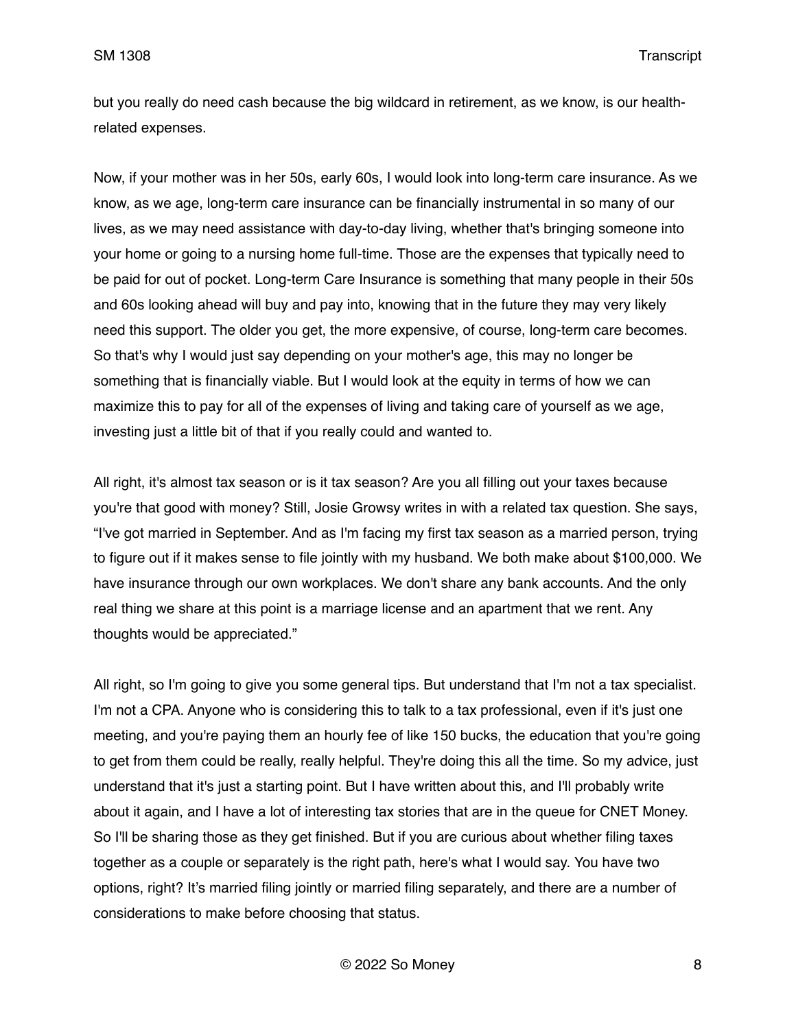but you really do need cash because the big wildcard in retirement, as we know, is our health-related expenses.

Now, if your mother was in her 50s, early 60s, I would look into long-term care insurance. As we know, as we age, long-term care insurance can be financially instrumental in so many of our lives, as we may need assistance with day-to-day living, whether that's bringing someone into your home or going to a nursing home full-time. Those are the expenses that typically need to be paid for out of pocket. Long-term Care Insurance is something that many people in their 50s and 60s looking ahead will buy and pay into, knowing that in the future they may very likely need this support. The older you get, the more expensive, of course, long-term care becomes. So that's why I would just say depending on your mother's age, this may no longer be something that is financially viable. But I would look at the equity in terms of how we can maximize this to pay for all of the expenses of living and taking care of yourself as we age, investing just a little bit of that if you really could and wanted to.

All right, it's almost tax season or is it tax season? Are you all filling out your taxes because you're that good with money? Still, Josie Growsy writes in with a related tax question. She says, "I've got married in September. And as I'm facing my first tax season as a married person, trying to figure out if it makes sense to file jointly with my husband. We both make about $100,000. We have insurance through our own workplaces. We don't share any bank accounts. And the only real thing we share at this point is a marriage license and an apartment that we rent. Any thoughts would be appreciated."

All right, so I'm going to give you some general tips. But understand that I'm not a tax specialist. I'm not a CPA. Anyone who is considering this to talk to a tax professional, even if it's just one meeting, and you're paying them an hourly fee of like 150 bucks, the education that you're going to get from them could be really, really helpful. They're doing this all the time. So my advice, just understand that it's just a starting point. But I have written about this, and I'll probably write about it again, and I have a lot of interesting tax stories that are in the queue for CNET Money. So I'll be sharing those as they get finished. But if you are curious about whether filing taxes together as a couple or separately is the right path, here's what I would say. You have two options, right? It's married filing jointly or married filing separately, and there are a number of considerations to make before choosing that status.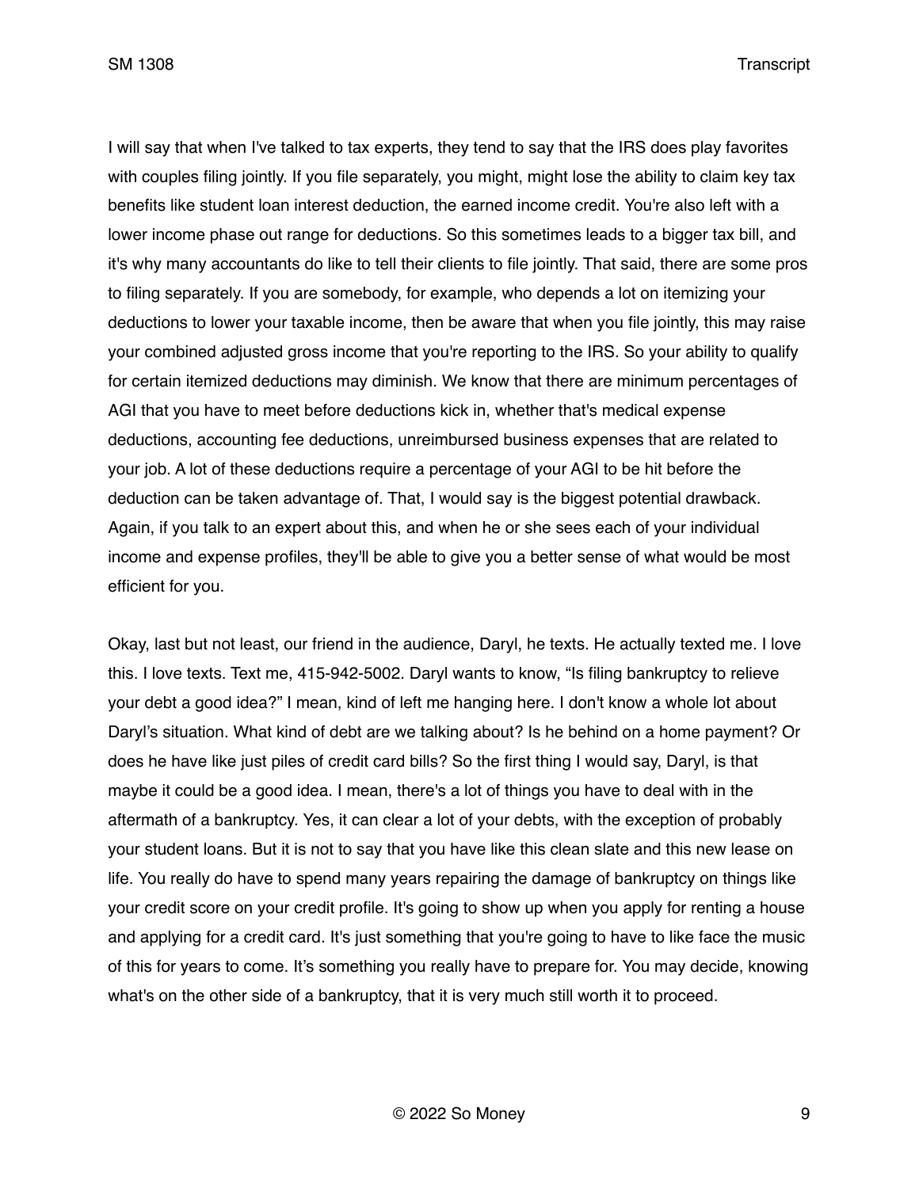I will say that when I've talked to tax experts, they tend to say that the IRS does play favorites with couples filing jointly. If you file separately, you might, might lose the ability to claim key tax benefits like student loan interest deduction, the earned income credit. You're also left with a lower income phase out range for deductions. So this sometimes leads to a bigger tax bill, and it's why many accountants do like to tell their clients to file jointly. That said, there are some pros to filing separately. If you are somebody, for example, who depends a lot on itemizing your deductions to lower your taxable income, then be aware that when you file jointly, this may raise your combined adjusted gross income that you're reporting to the IRS. So your ability to qualify for certain itemized deductions may diminish. We know that there are minimum percentages of AGI that you have to meet before deductions kick in, whether that's medical expense deductions, accounting fee deductions, unreimbursed business expenses that are related to your job. A lot of these deductions require a percentage of your AGI to be hit before the deduction can be taken advantage of. That, I would say is the biggest potential drawback. Again, if you talk to an expert about this, and when he or she sees each of your individual income and expense profiles, they'll be able to give you a better sense of what would be most efficient for you.

Okay, last but not least, our friend in the audience, Daryl, he texts. He actually texted me. I love this. I love texts. Text me, 415-942-5002. Daryl wants to know, "Is filing bankruptcy to relieve your debt a good idea?" I mean, kind of left me hanging here. I don't know a whole lot about Daryl's situation. What kind of debt are we talking about? Is he behind on a home payment? Or does he have like just piles of credit card bills? So the first thing I would say, Daryl, is that maybe it could be a good idea. I mean, there's a lot of things you have to deal with in the aftermath of a bankruptcy. Yes, it can clear a lot of your debts, with the exception of probably your student loans. But it is not to say that you have like this clean slate and this new lease on life. You really do have to spend many years repairing the damage of bankruptcy on things like your credit score on your credit profile. It's going to show up when you apply for renting a house and applying for a credit card. It's just something that you're going to have to like face the music of this for years to come. It's something you really have to prepare for. You may decide, knowing what's on the other side of a bankruptcy, that it is very much still worth it to proceed.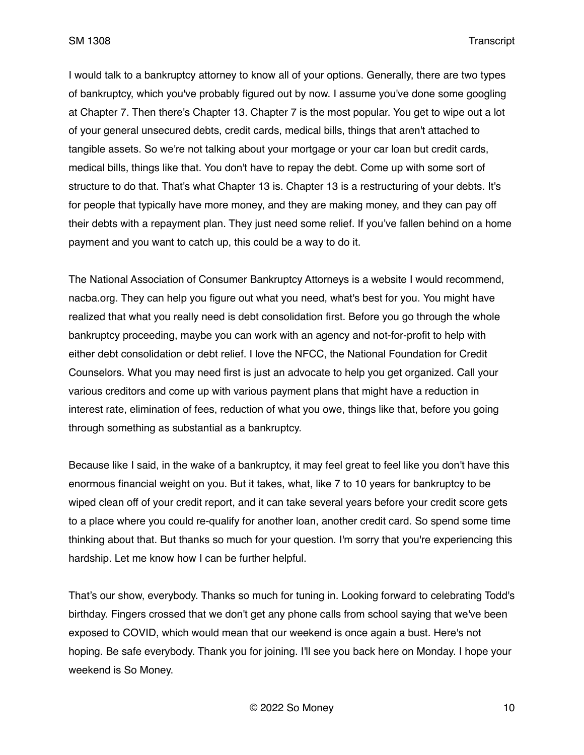I would talk to a bankruptcy attorney to know all of your options. Generally, there are two types of bankruptcy, which you've probably figured out by now. I assume you've done some googling at Chapter 7. Then there's Chapter 13. Chapter 7 is the most popular. You get to wipe out a lot of your general unsecured debts, credit cards, medical bills, things that aren't attached to tangible assets. So we're not talking about your mortgage or your car loan but credit cards, medical bills, things like that. You don't have to repay the debt. Come up with some sort of structure to do that. That's what Chapter 13 is. Chapter 13 is a restructuring of your debts. It's for people that typically have more money, and they are making money, and they can pay off their debts with a repayment plan. They just need some relief. If you've fallen behind on a home payment and you want to catch up, this could be a way to do it.

The National Association of Consumer Bankruptcy Attorneys is a website I would recommend, nacba.org. They can help you figure out what you need, what's best for you. You might have realized that what you really need is debt consolidation first. Before you go through the whole bankruptcy proceeding, maybe you can work with an agency and not-for-profit to help with either debt consolidation or debt relief. I love the NFCC, the National Foundation for Credit Counselors. What you may need first is just an advocate to help you get organized. Call your various creditors and come up with various payment plans that might have a reduction in interest rate, elimination of fees, reduction of what you owe, things like that, before you going through something as substantial as a bankruptcy.

Because like I said, in the wake of a bankruptcy, it may feel great to feel like you don't have this enormous financial weight on you. But it takes, what, like 7 to 10 years for bankruptcy to be wiped clean off of your credit report, and it can take several years before your credit score gets to a place where you could re-qualify for another loan, another credit card. So spend some time thinking about that. But thanks so much for your question. I'm sorry that you're experiencing this hardship. Let me know how I can be further helpful.

That's our show, everybody. Thanks so much for tuning in. Looking forward to celebrating Todd's birthday. Fingers crossed that we don't get any phone calls from school saying that we've been exposed to COVID, which would mean that our weekend is once again a bust. Here's not hoping. Be safe everybody. Thank you for joining. I'll see you back here on Monday. I hope your weekend is So Money.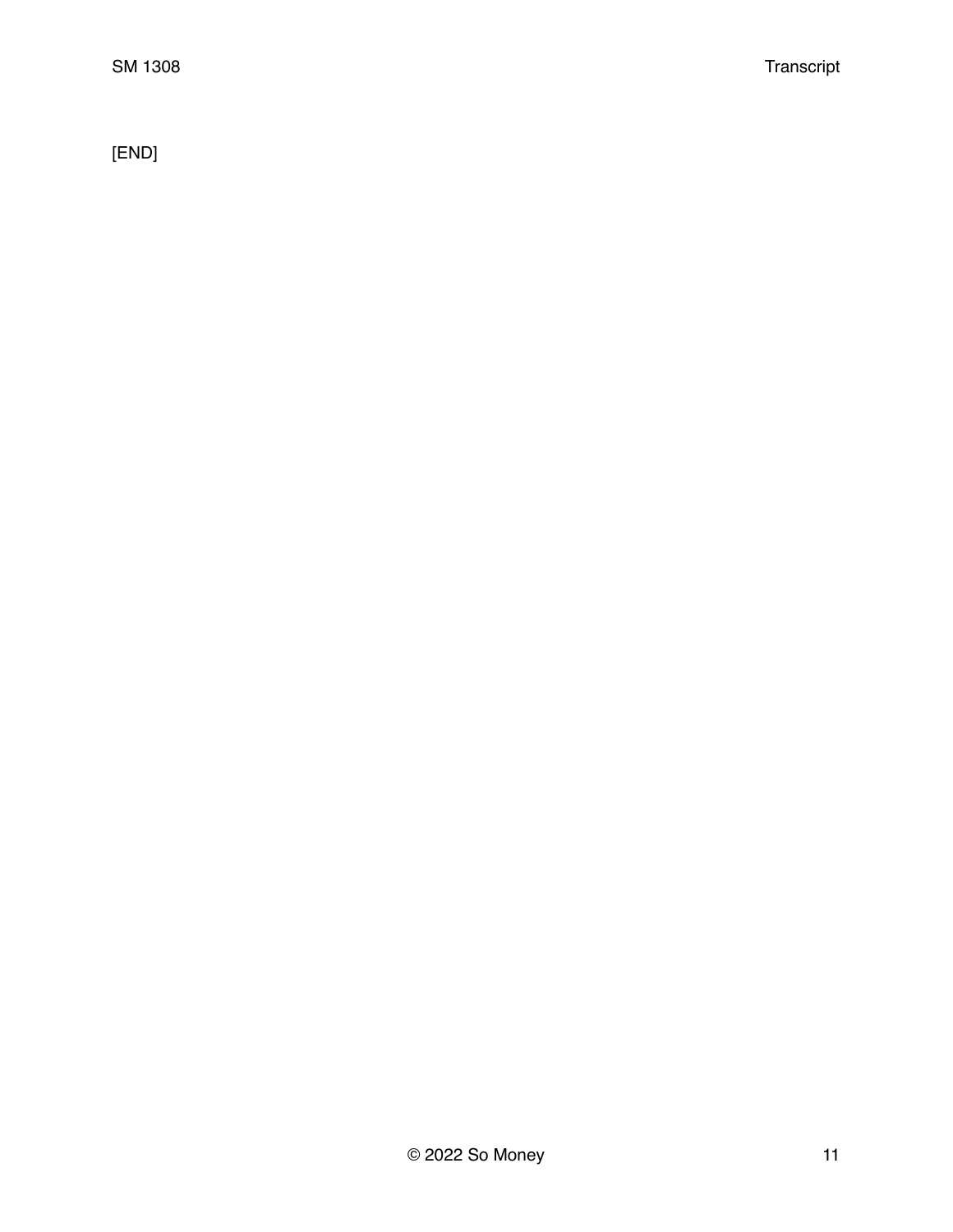[END]